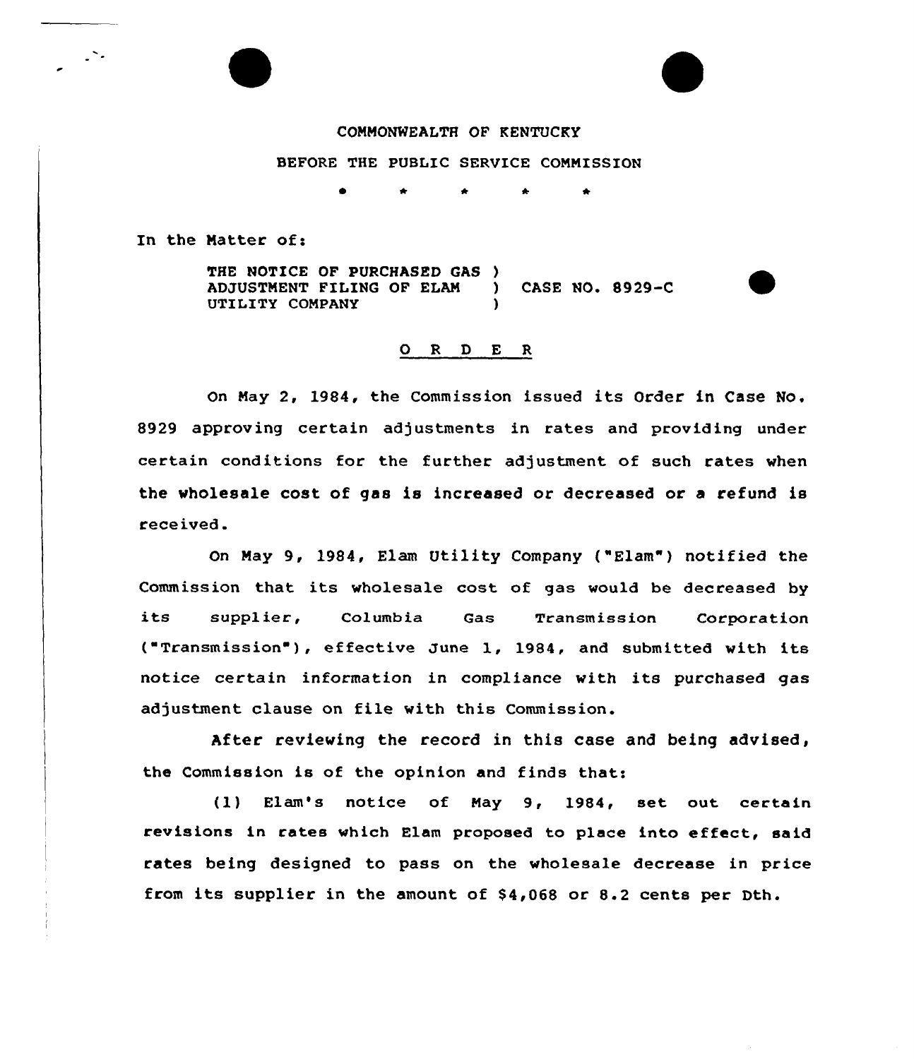COMMONWEALTH OF KENTUCKY

BEFORE THE PUBLIC SERVICE COMMISSION

\* \* \* \* \*

In the Matter of:

THE NOTICE OF PURCHASED GAS ) ADJUSTMENT FILING OF ELAM ) CASE NO. 8929-C UTILITY COMPANY )

## O R D E R

On May 2, 1984, the Commission issued its Order in Case No. 8929 approving certain adjustments in rates and providing under certain conditions for the further adjustment of such rates when the wholesale cost of gas is increased or decreased or a refund is received.

On May 9, 1984, Elam Utility Company ("Elam") notified the Commission that its wholesale cost of gas would be decreased by its supplier, Columbia Gas Transmission Corporation ("Transmission"), effective June 1, 1984, and submitted with its notice certain information in compliance with its purchased gas adjustment clause on file with this Commission.

After reviewing the record in this case and being advised, the Commission is of the opinion and finds that:

(1) Elam's notice of May 9, 1984, set out certain revisions in rates which Elam proposed to place into effect, said rates being designed to pass on the wholesale decrease in price from its supplier in the amount of $4,068 or 8.2 cents per Dth.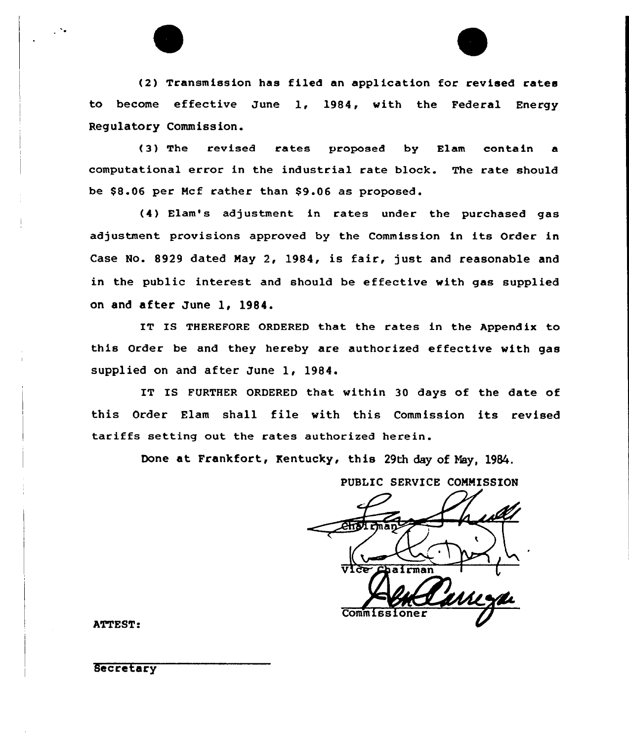(2) Transmission has filed an application for revised rates to become effective June 1, 1984, with the Federal Energy Regulatory Commission.

(3) The revised rates proposed by Elam contain a computational error in the industrial rate block. The rate should be $8.06 per Mcf rather than $9.06 as proposed.

(4) Elam's adjustment in rates under the purchased gas adjustment provisions approved by the Commission in its Order in Case No. 8929 dated May 2, 1984, is fair, just and reasonable and in the public interest and should be effective with gas supplied on and after June 1, 1984.

IT IS THEREFORE ORDERED that the rates in the Appendix to this Order be and they hereby are authorized effective with gas supplied on and after June 1, 1984.

IT IS FURTHER ORDERED that within 30 days of the date of this Order Elam shall file with this Commission its revised tariffs setting out the rates authorized herein.

Done at Frankfort, Kentucky, this 29th day of May, 1984.

PUBLIC SERVICE COMMISSION

Chairman

Vice Chairman

Commissioner

ATTEST:

Secretary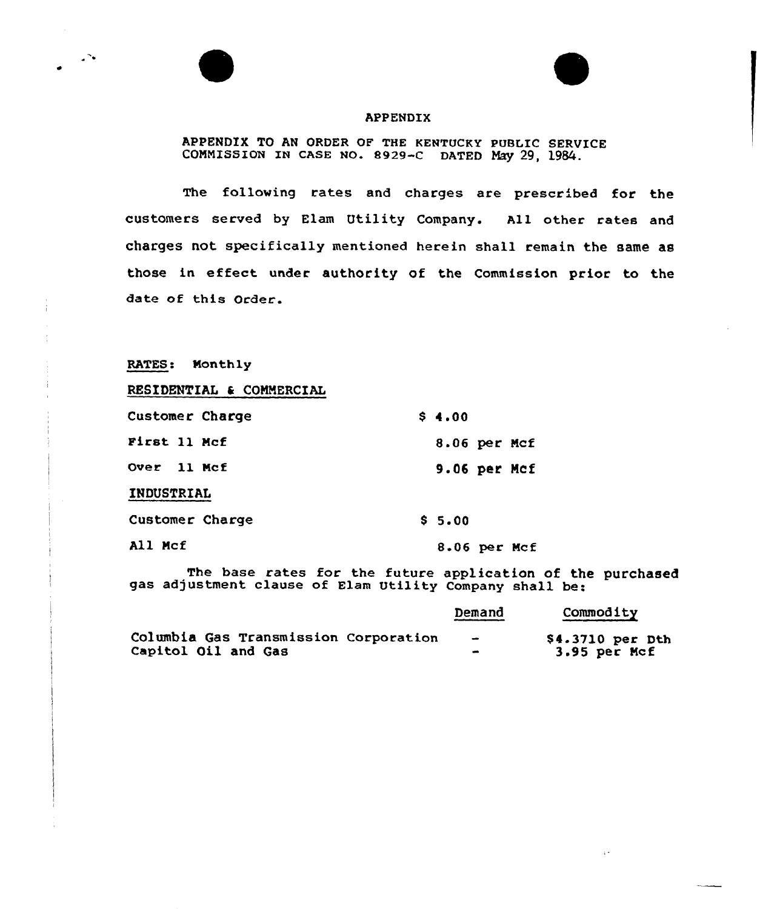# APPENDIX

APPENDIX TO AN ORDER OF THE KENTUCKY PUBLIC SERVICE COMMISSION IN CASE NO. 8929-C DATED May 29, 1984.

The following rates and charges are prescribed for the customers served by Elam Utility Company. All other rates and charges not specifically mentioned herein shall remain the same as those in effect under authority of the Commission prior to the date of this Order.

RATES: Monthly

RESIDENTIAL & COMMERCIAL

| | |
|---|---|
| Customer Charge | $ 4.00 |
| First 11 Mcf | 8.06 per Mcf |
| Over 11 Mcf | 9.06 per Mcf |

INDUSTRIAL

| | |
|---|---|
| Customer Charge | $ 5.00 |
| All Mcf | 8.06 per Mcf |

The base rates for the future application of the purchased gas adjustment clause of Elam Utility Company shall be:

| | Demand | Commodity |
|---|---|---|
| Columbia Gas Transmission Corporation | - | $4.3710 per Dth |
| Capitol Oil and Gas | - | 3.95 per Mcf |